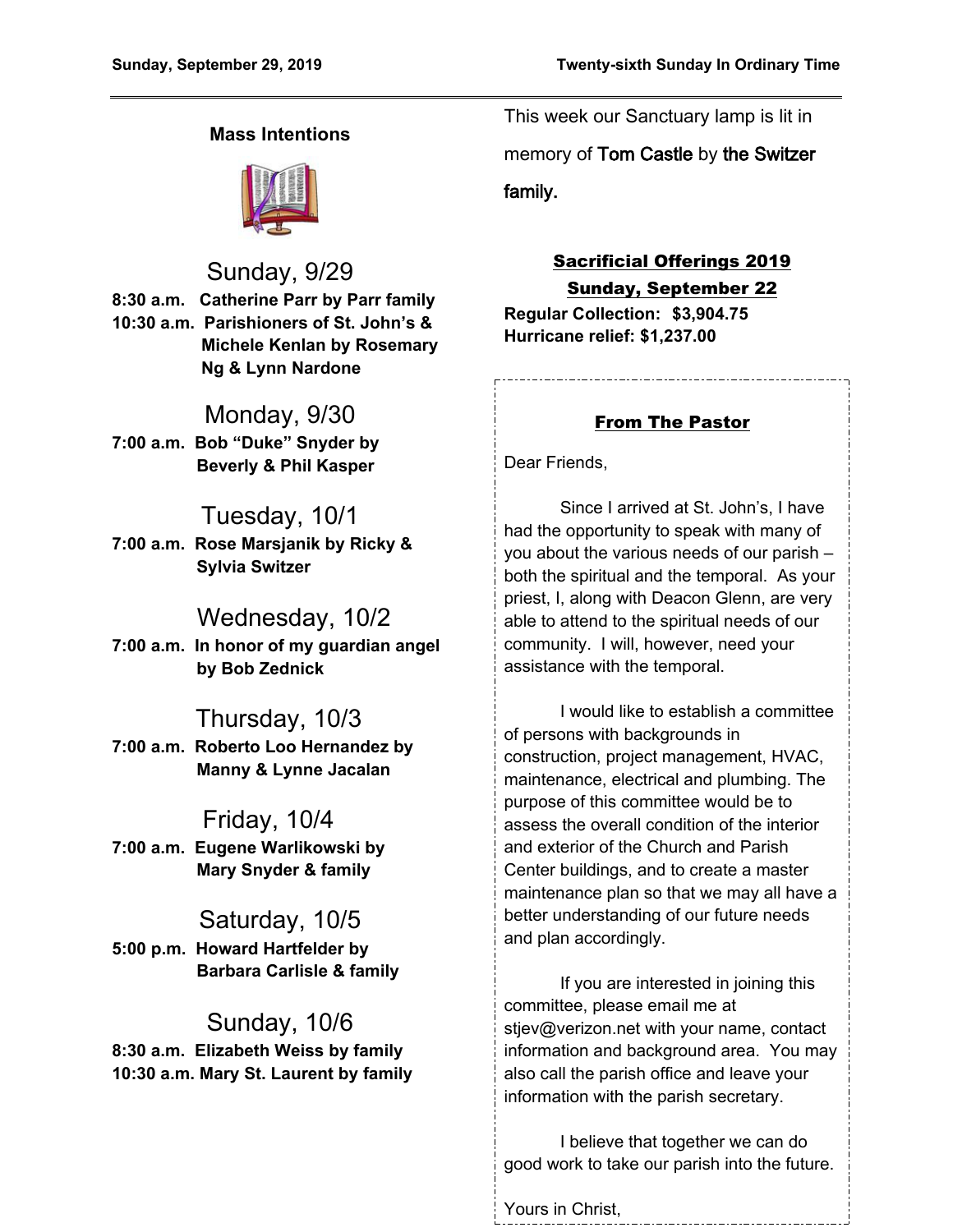Sunday, September 29, 2019 — Twenty-sixth Sunday In Ordinary Time

## Mass Intentions

### Sunday, 9/29

**8:30 a.m. Catherine Parr by Parr family**
**10:30 a.m. Parishioners of St. John's & Michele Kenlan by Rosemary Ng & Lynn Nardone**

### Monday, 9/30

**7:00 a.m. Bob "Duke" Snyder by Beverly & Phil Kasper**

### Tuesday, 10/1

**7:00 a.m. Rose Marsjanik by Ricky & Sylvia Switzer**

### Wednesday, 10/2

**7:00 a.m. In honor of my guardian angel by Bob Zednick**

### Thursday, 10/3

**7:00 a.m. Roberto Loo Hernandez by Manny & Lynne Jacalan**

### Friday, 10/4

**7:00 a.m. Eugene Warlikowski by Mary Snyder & family**

### Saturday, 10/5

**5:00 p.m. Howard Hartfelder by Barbara Carlisle & family**

### Sunday, 10/6

**8:30 a.m. Elizabeth Weiss by family**
**10:30 a.m. Mary St. Laurent by family**

This week our Sanctuary lamp is lit in memory of Tom Castle by the Switzer family.

## Sacrificial Offerings 2019

**Sunday, September 22**

**Regular Collection: $3,904.75**
**Hurricane relief: $1,237.00**

## From The Pastor

Dear Friends,

Since I arrived at St. John's, I have had the opportunity to speak with many of you about the various needs of our parish – both the spiritual and the temporal. As your priest, I, along with Deacon Glenn, are very able to attend to the spiritual needs of our community. I will, however, need your assistance with the temporal.

I would like to establish a committee of persons with backgrounds in construction, project management, HVAC, maintenance, electrical and plumbing. The purpose of this committee would be to assess the overall condition of the interior and exterior of the Church and Parish Center buildings, and to create a master maintenance plan so that we may all have a better understanding of our future needs and plan accordingly.

If you are interested in joining this committee, please email me at stjev@verizon.net with your name, contact information and background area. You may also call the parish office and leave your information with the parish secretary.

I believe that together we can do good work to take our parish into the future.

Yours in Christ,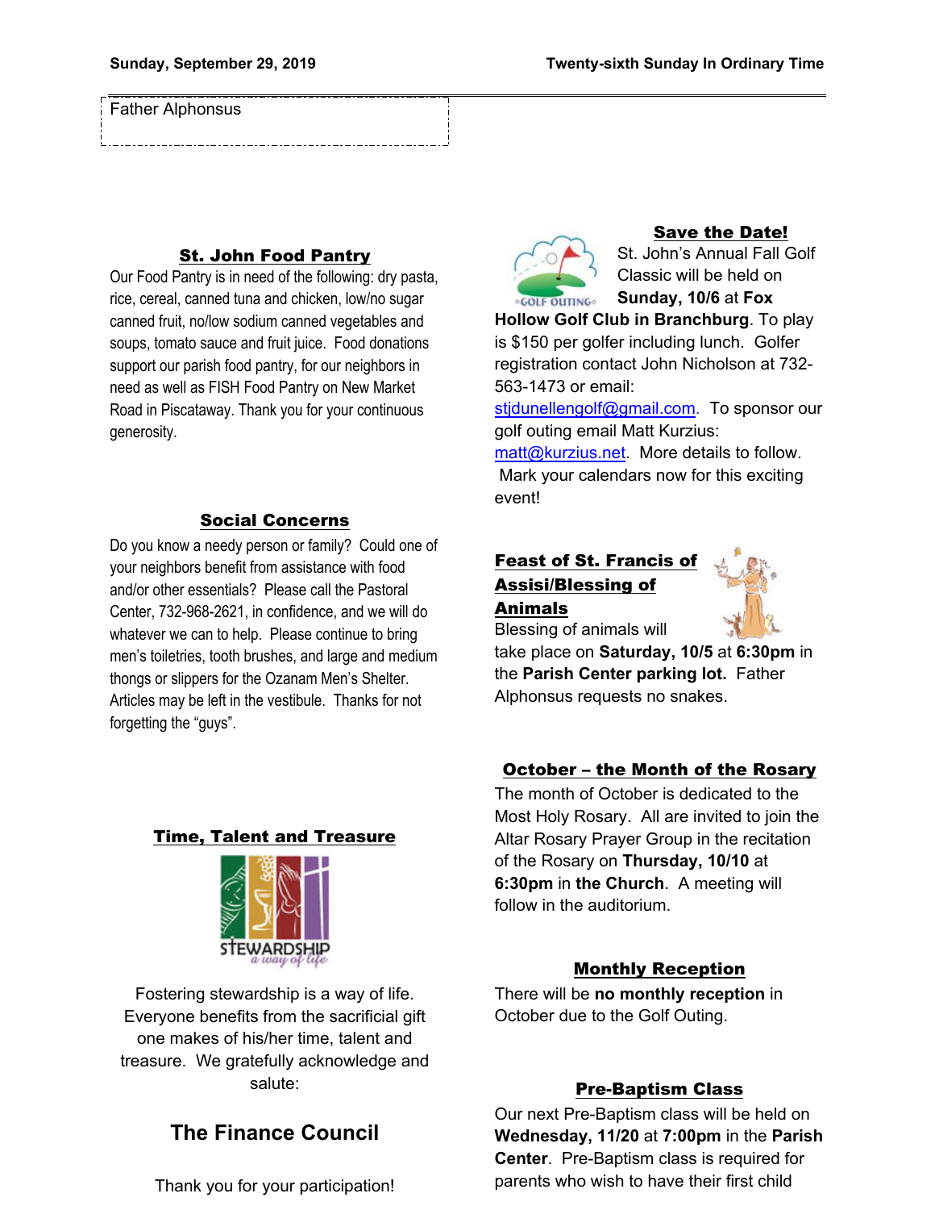Father Alphonsus

## St. John Food Pantry

Our Food Pantry is in need of the following: dry pasta, rice, cereal, canned tuna and chicken, low/no sugar canned fruit, no/low sodium canned vegetables and soups, tomato sauce and fruit juice. Food donations support our parish food pantry, for our neighbors in need as well as FISH Food Pantry on New Market Road in Piscataway. Thank you for your continuous generosity.

## Social Concerns

Do you know a needy person or family? Could one of your neighbors benefit from assistance with food and/or other essentials? Please call the Pastoral Center, 732-968-2621, in confidence, and we will do whatever we can to help. Please continue to bring men's toiletries, tooth brushes, and large and medium thongs or slippers for the Ozanam Men's Shelter. Articles may be left in the vestibule. Thanks for not forgetting the "guys".

## Time, Talent and Treasure

Fostering stewardship is a way of life. Everyone benefits from the sacrificial gift one makes of his/her time, talent and treasure. We gratefully acknowledge and salute:

### The Finance Council

Thank you for your participation!

## Save the Date!

St. John's Annual Fall Golf Classic will be held on **Sunday, 10/6** at **Fox Hollow Golf Club in Branchburg**. To play is $150 per golfer including lunch. Golfer registration contact John Nicholson at 732-563-1473 or email: stjdunellengolf@gmail.com. To sponsor our golf outing email Matt Kurzius: matt@kurzius.net. More details to follow. Mark your calendars now for this exciting event!

## Feast of St. Francis of Assisi/Blessing of Animals

Blessing of animals will take place on **Saturday, 10/5** at **6:30pm** in the **Parish Center parking lot.** Father Alphonsus requests no snakes.

## October – the Month of the Rosary

The month of October is dedicated to the Most Holy Rosary. All are invited to join the Altar Rosary Prayer Group in the recitation of the Rosary on **Thursday, 10/10** at **6:30pm** in **the Church**. A meeting will follow in the auditorium.

## Monthly Reception

There will be **no monthly reception** in October due to the Golf Outing.

## Pre-Baptism Class

Our next Pre-Baptism class will be held on **Wednesday, 11/20** at **7:00pm** in the **Parish Center**. Pre-Baptism class is required for parents who wish to have their first child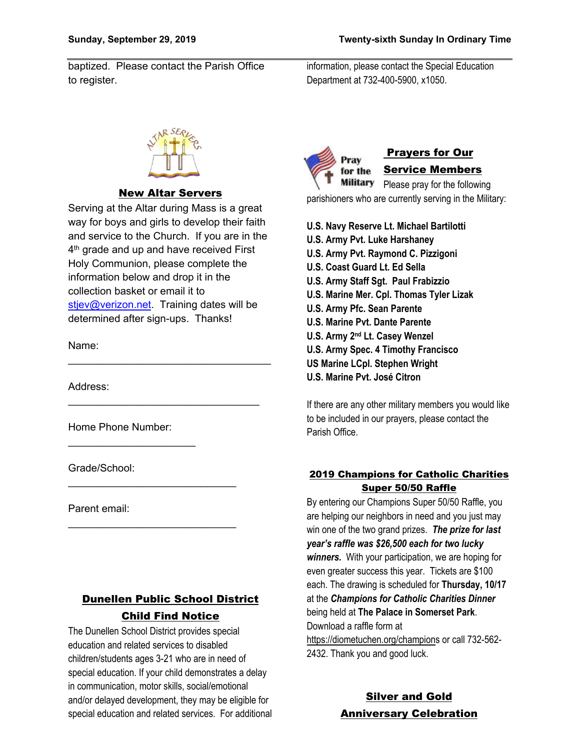baptized. Please contact the Parish Office to register.

## New Altar Servers

Serving at the Altar during Mass is a great way for boys and girls to develop their faith and service to the Church. If you are in the 4th grade and up and have received First Holy Communion, please complete the information below and drop it in the collection basket or email it to stjev@verizon.net. Training dates will be determined after sign-ups. Thanks!

Name: ___________________________________

Address: _________________________________

Home Phone Number: _____________________

Grade/School: _____________________________

Parent email: _____________________________

## Dunellen Public School District Child Find Notice

The Dunellen School District provides special education and related services to disabled children/students ages 3-21 who are in need of special education. If your child demonstrates a delay in communication, motor skills, social/emotional and/or delayed development, they may be eligible for special education and related services. For additional information, please contact the Special Education Department at 732-400-5900, x1050.

## Prayers for Our Service Members

Pray for the Military

Please pray for the following parishioners who are currently serving in the Military:

**U.S. Navy Reserve Lt. Michael Bartilotti**
**U.S. Army Pvt. Luke Harshaney**
**U.S. Army Pvt. Raymond C. Pizzigoni**
**U.S. Coast Guard Lt. Ed Sella**
**U.S. Army Staff Sgt. Paul Frabizzio**
**U.S. Marine Mer. Cpl. Thomas Tyler Lizak**
**U.S. Army Pfc. Sean Parente**
**U.S. Marine Pvt. Dante Parente**
**U.S. Army 2nd Lt. Casey Wenzel**
**U.S. Army Spec. 4 Timothy Francisco**
**US Marine LCpl. Stephen Wright**
**U.S. Marine Pvt. José Citron**

If there are any other military members you would like to be included in our prayers, please contact the Parish Office.

## 2019 Champions for Catholic Charities Super 50/50 Raffle

By entering our Champions Super 50/50 Raffle, you are helping our neighbors in need and you just may win one of the two grand prizes. ***The prize for last year's raffle was $26,500 each for two lucky winners.*** With your participation, we are hoping for even greater success this year. Tickets are $100 each. The drawing is scheduled for **Thursday, 10/17** at the ***Champions for Catholic Charities Dinner*** being held at **The Palace in Somerset Park**. Download a raffle form at https://diometuchen.org/champions or call 732-562-2432. Thank you and good luck.

## Silver and Gold Anniversary Celebration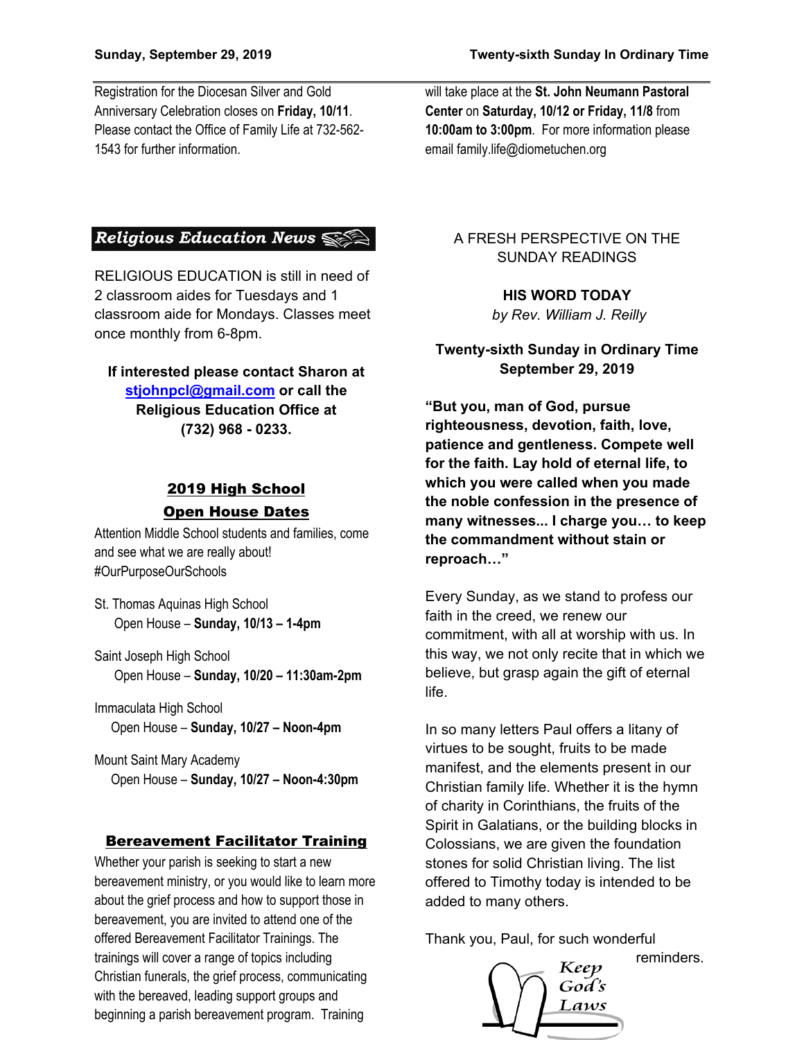Registration for the Diocesan Silver and Gold Anniversary Celebration closes on **Friday, 10/11**. Please contact the Office of Family Life at 732-562-1543 for further information.

## Religious Education News

RELIGIOUS EDUCATION is still in need of 2 classroom aides for Tuesdays and 1 classroom aide for Mondays. Classes meet once monthly from 6-8pm.

**If interested please contact Sharon at stjohnpcl@gmail.com or call the Religious Education Office at (732) 968 - 0233.**

## 2019 High School Open House Dates

Attention Middle School students and families, come and see what we are really about! #OurPurposeOurSchools

St. Thomas Aquinas High School
Open House – **Sunday, 10/13 – 1-4pm**

Saint Joseph High School
Open House – **Sunday, 10/20 – 11:30am-2pm**

Immaculata High School
Open House – **Sunday, 10/27 – Noon-4pm**

Mount Saint Mary Academy
Open House – **Sunday, 10/27 – Noon-4:30pm**

## Bereavement Facilitator Training

Whether your parish is seeking to start a new bereavement ministry, or you would like to learn more about the grief process and how to support those in bereavement, you are invited to attend one of the offered Bereavement Facilitator Trainings. The trainings will cover a range of topics including Christian funerals, the grief process, communicating with the bereaved, leading support groups and beginning a parish bereavement program. Training will take place at the **St. John Neumann Pastoral Center** on **Saturday, 10/12 or Friday, 11/8** from **10:00am to 3:00pm**. For more information please email family.life@diometuchen.org

A FRESH PERSPECTIVE ON THE SUNDAY READINGS

**HIS WORD TODAY**
*by Rev. William J. Reilly*

**Twenty-sixth Sunday in Ordinary Time**
**September 29, 2019**

**"But you, man of God, pursue righteousness, devotion, faith, love, patience and gentleness. Compete well for the faith. Lay hold of eternal life, to which you were called when you made the noble confession in the presence of many witnesses... I charge you… to keep the commandment without stain or reproach…"**

Every Sunday, as we stand to profess our faith in the creed, we renew our commitment, with all at worship with us. In this way, we not only recite that in which we believe, but grasp again the gift of eternal life.

In so many letters Paul offers a litany of virtues to be sought, fruits to be made manifest, and the elements present in our Christian family life. Whether it is the hymn of charity in Corinthians, the fruits of the Spirit in Galatians, or the building blocks in Colossians, we are given the foundation stones for solid Christian living. The list offered to Timothy today is intended to be added to many others.

Thank you, Paul, for such wonderful reminders.

Keep God's Laws